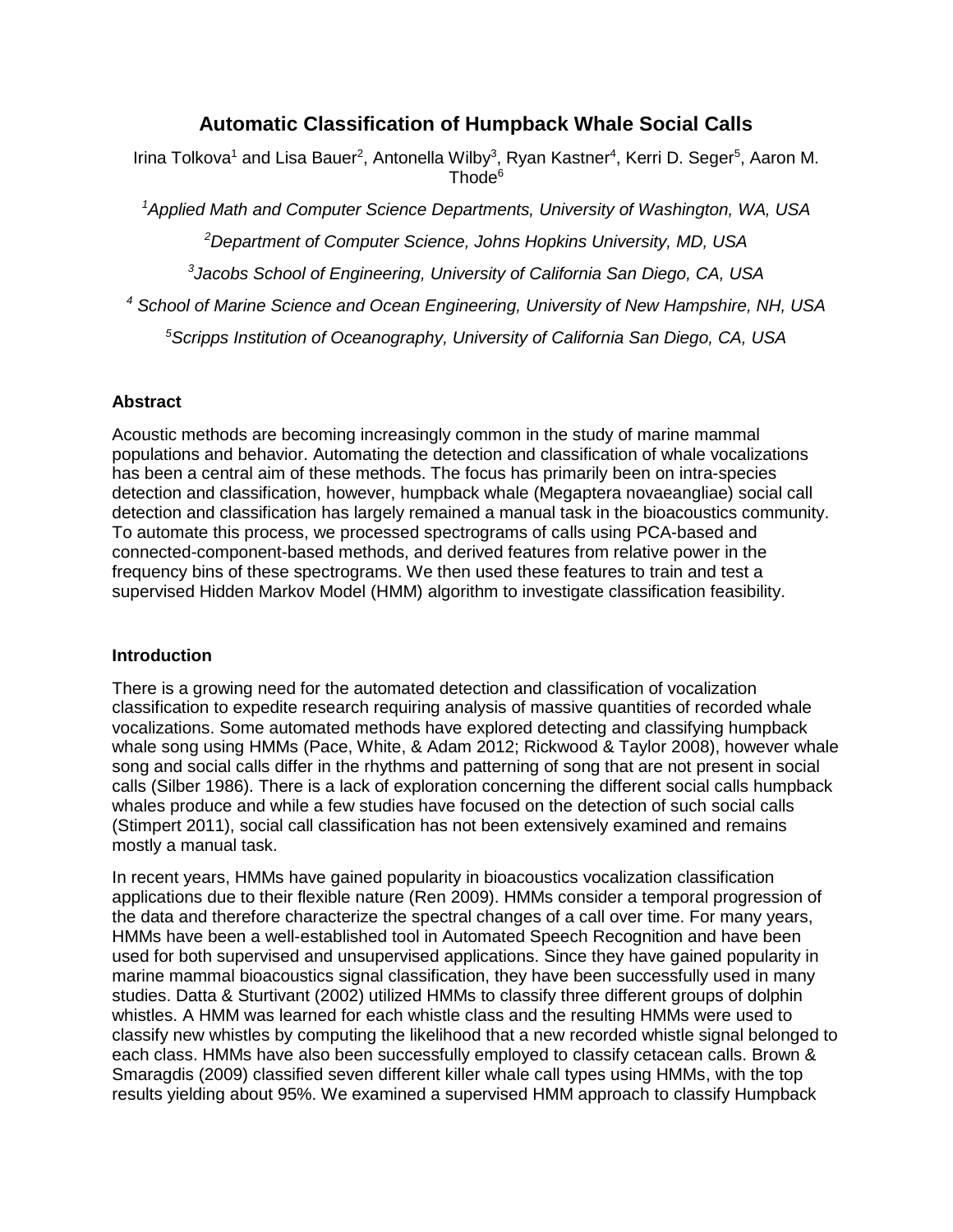# Automatic Classification of Humpback Whale Social Calls

Irina Tolkova[1] and Lisa Bauer[2], Antonella Wilby[3], Ryan Kastner[4], Kerri D. Seger[5], Aaron M. Thode[6]

*[1]Applied Math and Computer Science Departments, University of Washington, WA, USA*

*[2]Department of Computer Science, Johns Hopkins University, MD, USA*

*[3]Jacobs School of Engineering, University of California San Diego, CA, USA*

*[4] School of Marine Science and Ocean Engineering, University of New Hampshire, NH, USA*

*[5]Scripps Institution of Oceanography, University of California San Diego, CA, USA*

## Abstract

Acoustic methods are becoming increasingly common in the study of marine mammal populations and behavior. Automating the detection and classification of whale vocalizations has been a central aim of these methods. The focus has primarily been on intra-species detection and classification, however, humpback whale (Megaptera novaeangliae) social call detection and classification has largely remained a manual task in the bioacoustics community. To automate this process, we processed spectrograms of calls using PCA-based and connected-component-based methods, and derived features from relative power in the frequency bins of these spectrograms. We then used these features to train and test a supervised Hidden Markov Model (HMM) algorithm to investigate classification feasibility.

## Introduction

There is a growing need for the automated detection and classification of vocalization classification to expedite research requiring analysis of massive quantities of recorded whale vocalizations. Some automated methods have explored detecting and classifying humpback whale song using HMMs (Pace, White, & Adam 2012; Rickwood & Taylor 2008), however whale song and social calls differ in the rhythms and patterning of song that are not present in social calls (Silber 1986). There is a lack of exploration concerning the different social calls humpback whales produce and while a few studies have focused on the detection of such social calls (Stimpert 2011), social call classification has not been extensively examined and remains mostly a manual task.

In recent years, HMMs have gained popularity in bioacoustics vocalization classification applications due to their flexible nature (Ren 2009). HMMs consider a temporal progression of the data and therefore characterize the spectral changes of a call over time. For many years, HMMs have been a well-established tool in Automated Speech Recognition and have been used for both supervised and unsupervised applications. Since they have gained popularity in marine mammal bioacoustics signal classification, they have been successfully used in many studies. Datta & Sturtivant (2002) utilized HMMs to classify three different groups of dolphin whistles. A HMM was learned for each whistle class and the resulting HMMs were used to classify new whistles by computing the likelihood that a new recorded whistle signal belonged to each class. HMMs have also been successfully employed to classify cetacean calls. Brown & Smaragdis (2009) classified seven different killer whale call types using HMMs, with the top results yielding about 95%. We examined a supervised HMM approach to classify Humpback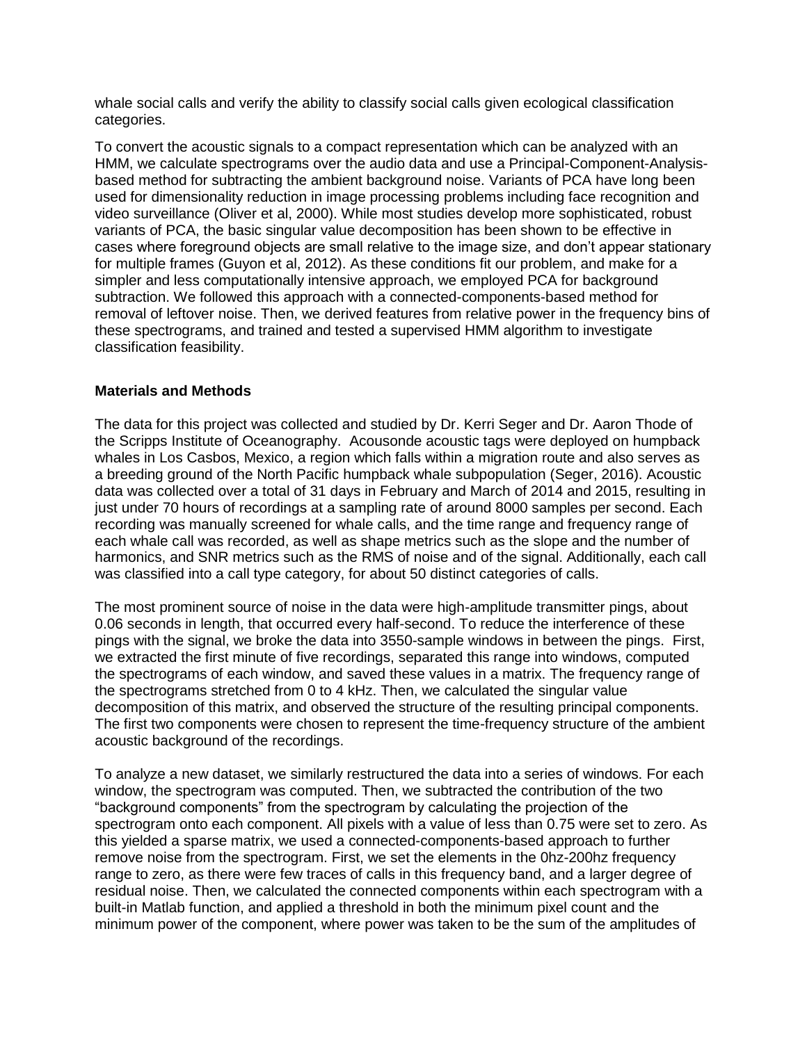whale social calls and verify the ability to classify social calls given ecological classification categories.

To convert the acoustic signals to a compact representation which can be analyzed with an HMM, we calculate spectrograms over the audio data and use a Principal-Component-Analysis-based method for subtracting the ambient background noise. Variants of PCA have long been used for dimensionality reduction in image processing problems including face recognition and video surveillance (Oliver et al, 2000). While most studies develop more sophisticated, robust variants of PCA, the basic singular value decomposition has been shown to be effective in cases where foreground objects are small relative to the image size, and don't appear stationary for multiple frames (Guyon et al, 2012). As these conditions fit our problem, and make for a simpler and less computationally intensive approach, we employed PCA for background subtraction. We followed this approach with a connected-components-based method for removal of leftover noise. Then, we derived features from relative power in the frequency bins of these spectrograms, and trained and tested a supervised HMM algorithm to investigate classification feasibility.

**Materials and Methods**

The data for this project was collected and studied by Dr. Kerri Seger and Dr. Aaron Thode of the Scripps Institute of Oceanography. Acousonde acoustic tags were deployed on humpback whales in Los Casbos, Mexico, a region which falls within a migration route and also serves as a breeding ground of the North Pacific humpback whale subpopulation (Seger, 2016). Acoustic data was collected over a total of 31 days in February and March of 2014 and 2015, resulting in just under 70 hours of recordings at a sampling rate of around 8000 samples per second. Each recording was manually screened for whale calls, and the time range and frequency range of each whale call was recorded, as well as shape metrics such as the slope and the number of harmonics, and SNR metrics such as the RMS of noise and of the signal. Additionally, each call was classified into a call type category, for about 50 distinct categories of calls.

The most prominent source of noise in the data were high-amplitude transmitter pings, about 0.06 seconds in length, that occurred every half-second. To reduce the interference of these pings with the signal, we broke the data into 3550-sample windows in between the pings. First, we extracted the first minute of five recordings, separated this range into windows, computed the spectrograms of each window, and saved these values in a matrix. The frequency range of the spectrograms stretched from 0 to 4 kHz. Then, we calculated the singular value decomposition of this matrix, and observed the structure of the resulting principal components. The first two components were chosen to represent the time-frequency structure of the ambient acoustic background of the recordings.

To analyze a new dataset, we similarly restructured the data into a series of windows. For each window, the spectrogram was computed. Then, we subtracted the contribution of the two "background components" from the spectrogram by calculating the projection of the spectrogram onto each component. All pixels with a value of less than 0.75 were set to zero. As this yielded a sparse matrix, we used a connected-components-based approach to further remove noise from the spectrogram. First, we set the elements in the 0hz-200hz frequency range to zero, as there were few traces of calls in this frequency band, and a larger degree of residual noise. Then, we calculated the connected components within each spectrogram with a built-in Matlab function, and applied a threshold in both the minimum pixel count and the minimum power of the component, where power was taken to be the sum of the amplitudes of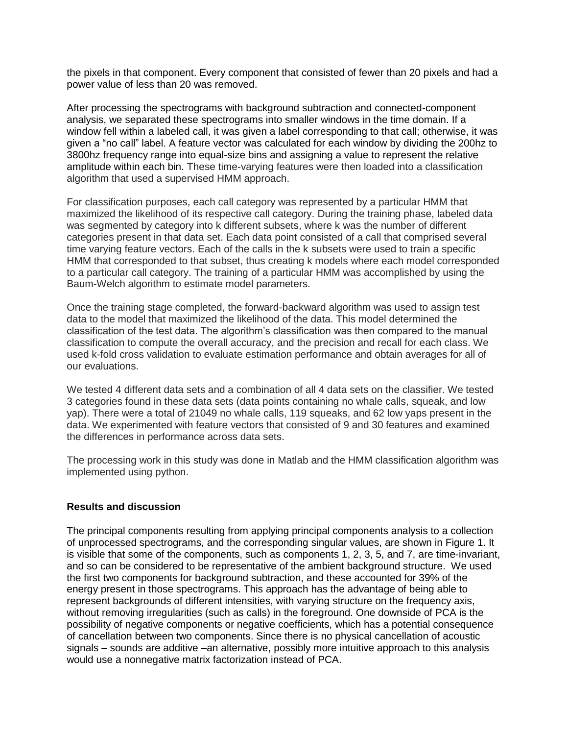the pixels in that component. Every component that consisted of fewer than 20 pixels and had a power value of less than 20 was removed.

After processing the spectrograms with background subtraction and connected-component analysis, we separated these spectrograms into smaller windows in the time domain. If a window fell within a labeled call, it was given a label corresponding to that call; otherwise, it was given a "no call" label. A feature vector was calculated for each window by dividing the 200hz to 3800hz frequency range into equal-size bins and assigning a value to represent the relative amplitude within each bin. These time-varying features were then loaded into a classification algorithm that used a supervised HMM approach.

For classification purposes, each call category was represented by a particular HMM that maximized the likelihood of its respective call category. During the training phase, labeled data was segmented by category into k different subsets, where k was the number of different categories present in that data set. Each data point consisted of a call that comprised several time varying feature vectors. Each of the calls in the k subsets were used to train a specific HMM that corresponded to that subset, thus creating k models where each model corresponded to a particular call category. The training of a particular HMM was accomplished by using the Baum-Welch algorithm to estimate model parameters.

Once the training stage completed, the forward-backward algorithm was used to assign test data to the model that maximized the likelihood of the data. This model determined the classification of the test data. The algorithm's classification was then compared to the manual classification to compute the overall accuracy, and the precision and recall for each class. We used k-fold cross validation to evaluate estimation performance and obtain averages for all of our evaluations.

We tested 4 different data sets and a combination of all 4 data sets on the classifier. We tested 3 categories found in these data sets (data points containing no whale calls, squeak, and low yap). There were a total of 21049 no whale calls, 119 squeaks, and 62 low yaps present in the data. We experimented with feature vectors that consisted of 9 and 30 features and examined the differences in performance across data sets.

The processing work in this study was done in Matlab and the HMM classification algorithm was implemented using python.

**Results and discussion**

The principal components resulting from applying principal components analysis to a collection of unprocessed spectrograms, and the corresponding singular values, are shown in Figure 1. It is visible that some of the components, such as components 1, 2, 3, 5, and 7, are time-invariant, and so can be considered to be representative of the ambient background structure. We used the first two components for background subtraction, and these accounted for 39% of the energy present in those spectrograms. This approach has the advantage of being able to represent backgrounds of different intensities, with varying structure on the frequency axis, without removing irregularities (such as calls) in the foreground. One downside of PCA is the possibility of negative components or negative coefficients, which has a potential consequence of cancellation between two components. Since there is no physical cancellation of acoustic signals – sounds are additive –an alternative, possibly more intuitive approach to this analysis would use a nonnegative matrix factorization instead of PCA.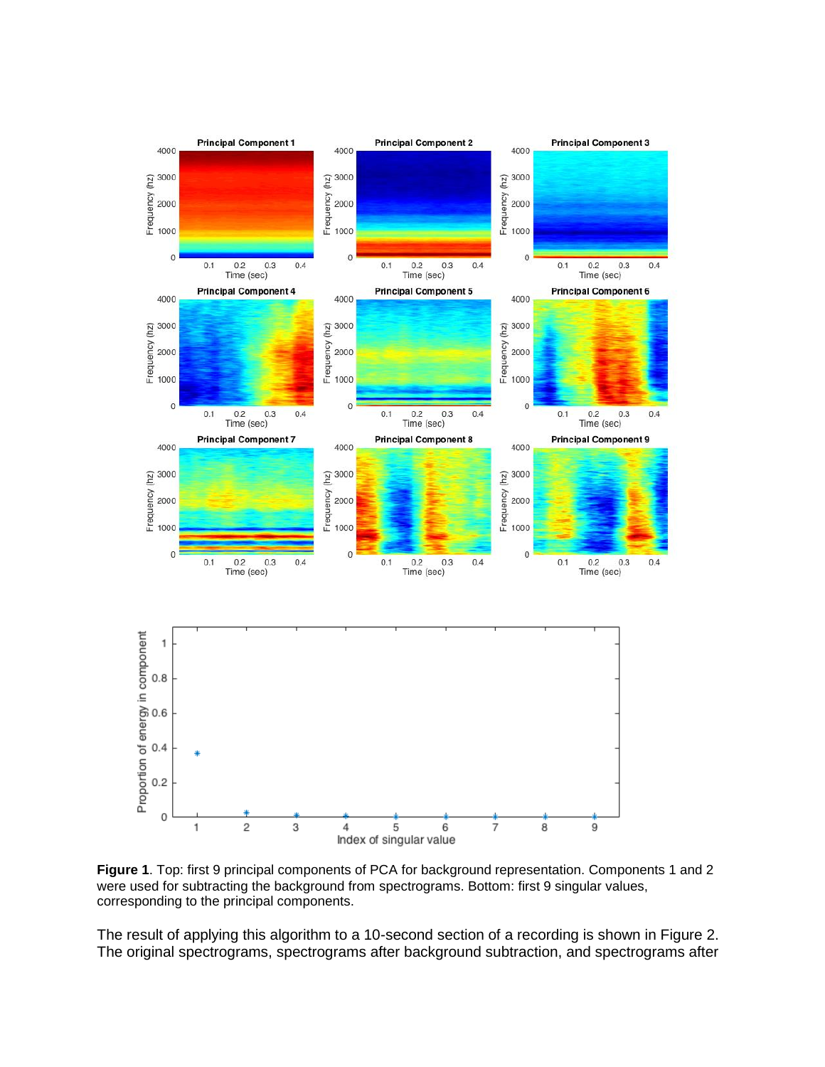**Figure 1**. Top: first 9 principal components of PCA for background representation. Components 1 and 2 were used for subtracting the background from spectrograms. Bottom: first 9 singular values, corresponding to the principal components.

The result of applying this algorithm to a 10-second section of a recording is shown in Figure 2. The original spectrograms, spectrograms after background subtraction, and spectrograms after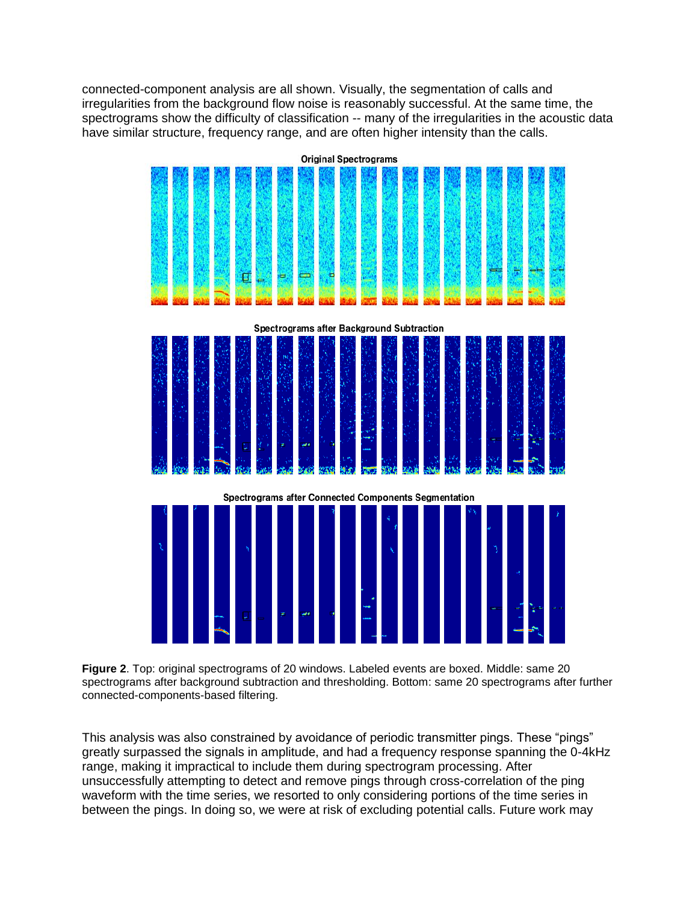connected-component analysis are all shown. Visually, the segmentation of calls and irregularities from the background flow noise is reasonably successful. At the same time, the spectrograms show the difficulty of classification -- many of the irregularities in the acoustic data have similar structure, frequency range, and are often higher intensity than the calls.

**Figure 2**. Top: original spectrograms of 20 windows. Labeled events are boxed. Middle: same 20 spectrograms after background subtraction and thresholding. Bottom: same 20 spectrograms after further connected-components-based filtering.

This analysis was also constrained by avoidance of periodic transmitter pings. These "pings" greatly surpassed the signals in amplitude, and had a frequency response spanning the 0-4kHz range, making it impractical to include them during spectrogram processing. After unsuccessfully attempting to detect and remove pings through cross-correlation of the ping waveform with the time series, we resorted to only considering portions of the time series in between the pings. In doing so, we were at risk of excluding potential calls. Future work may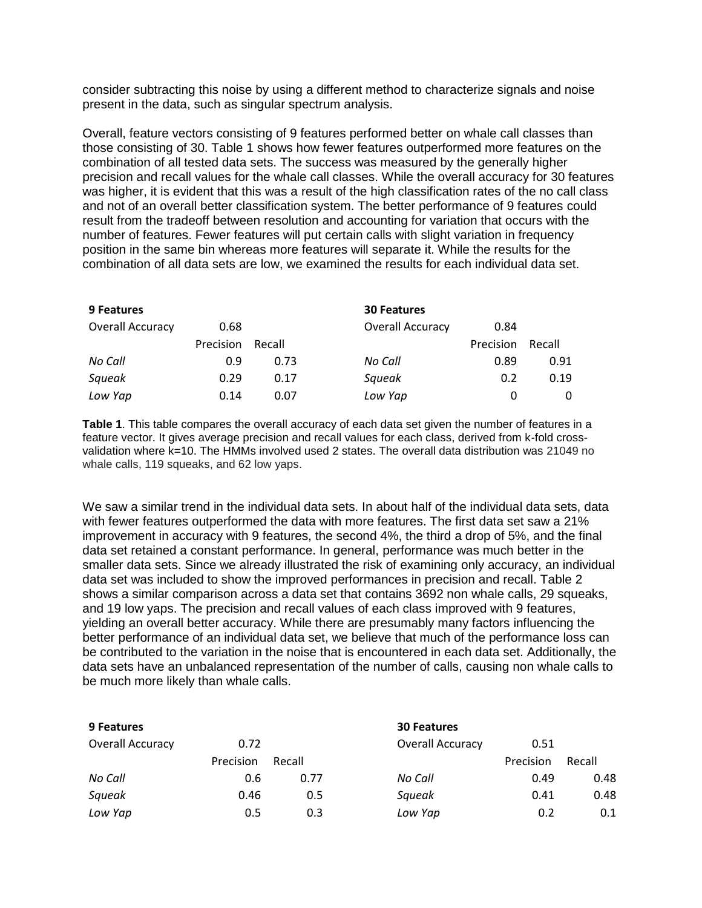consider subtracting this noise by using a different method to characterize signals and noise present in the data, such as singular spectrum analysis.

Overall, feature vectors consisting of 9 features performed better on whale call classes than those consisting of 30. Table 1 shows how fewer features outperformed more features on the combination of all tested data sets. The success was measured by the generally higher precision and recall values for the whale call classes. While the overall accuracy for 30 features was higher, it is evident that this was a result of the high classification rates of the no call class and not of an overall better classification system. The better performance of 9 features could result from the tradeoff between resolution and accounting for variation that occurs with the number of features. Fewer features will put certain calls with slight variation in frequency position in the same bin whereas more features will separate it. While the results for the combination of all data sets are low, we examined the results for each individual data set.

| **9 Features** | | | **30 Features** | | |
|---|---|---|---|---|---|
| Overall Accuracy | 0.68 | | Overall Accuracy | 0.84 | |
| | Precision | Recall | | Precision | Recall |
| *No Call* | 0.9 | 0.73 | *No Call* | 0.89 | 0.91 |
| *Squeak* | 0.29 | 0.17 | *Squeak* | 0.2 | 0.19 |
| *Low Yap* | 0.14 | 0.07 | *Low Yap* | 0 | 0 |

**Table 1**. This table compares the overall accuracy of each data set given the number of features in a feature vector. It gives average precision and recall values for each class, derived from k-fold cross-validation where k=10. The HMMs involved used 2 states. The overall data distribution was 21049 no whale calls, 119 squeaks, and 62 low yaps.

We saw a similar trend in the individual data sets. In about half of the individual data sets, data with fewer features outperformed the data with more features. The first data set saw a 21% improvement in accuracy with 9 features, the second 4%, the third a drop of 5%, and the final data set retained a constant performance. In general, performance was much better in the smaller data sets. Since we already illustrated the risk of examining only accuracy, an individual data set was included to show the improved performances in precision and recall. Table 2 shows a similar comparison across a data set that contains 3692 non whale calls, 29 squeaks, and 19 low yaps. The precision and recall values of each class improved with 9 features, yielding an overall better accuracy. While there are presumably many factors influencing the better performance of an individual data set, we believe that much of the performance loss can be contributed to the variation in the noise that is encountered in each data set. Additionally, the data sets have an unbalanced representation of the number of calls, causing non whale calls to be much more likely than whale calls.

| **9 Features** | | | **30 Features** | | |
|---|---|---|---|---|---|
| Overall Accuracy | 0.72 | | Overall Accuracy | 0.51 | |
| | Precision | Recall | | Precision | Recall |
| *No Call* | 0.6 | 0.77 | *No Call* | 0.49 | 0.48 |
| *Squeak* | 0.46 | 0.5 | *Squeak* | 0.41 | 0.48 |
| *Low Yap* | 0.5 | 0.3 | *Low Yap* | 0.2 | 0.1 |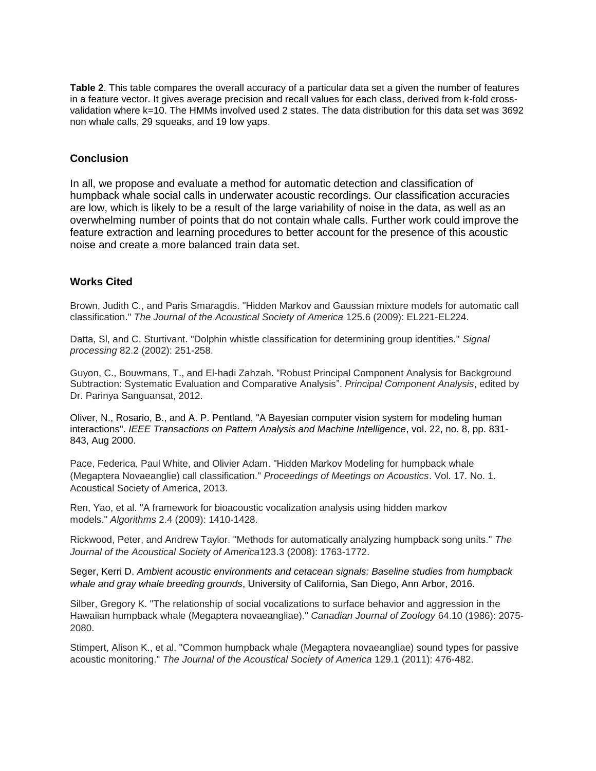**Table 2**. This table compares the overall accuracy of a particular data set a given the number of features in a feature vector. It gives average precision and recall values for each class, derived from k-fold cross-validation where k=10. The HMMs involved used 2 states. The data distribution for this data set was 3692 non whale calls, 29 squeaks, and 19 low yaps.

## Conclusion

In all, we propose and evaluate a method for automatic detection and classification of humpback whale social calls in underwater acoustic recordings. Our classification accuracies are low, which is likely to be a result of the large variability of noise in the data, as well as an overwhelming number of points that do not contain whale calls. Further work could improve the feature extraction and learning procedures to better account for the presence of this acoustic noise and create a more balanced train data set.

## Works Cited

Brown, Judith C., and Paris Smaragdis. "Hidden Markov and Gaussian mixture models for automatic call classification." *The Journal of the Acoustical Society of America* 125.6 (2009): EL221-EL224.

Datta, Sl, and C. Sturtivant. "Dolphin whistle classification for determining group identities." *Signal processing* 82.2 (2002): 251-258.

Guyon, C., Bouwmans, T., and El-hadi Zahzah. "Robust Principal Component Analysis for Background Subtraction: Systematic Evaluation and Comparative Analysis". *Principal Component Analysis*, edited by Dr. Parinya Sanguansat, 2012.

Oliver, N., Rosario, B., and A. P. Pentland, "A Bayesian computer vision system for modeling human interactions". *IEEE Transactions on Pattern Analysis and Machine Intelligence*, vol. 22, no. 8, pp. 831-843, Aug 2000.

Pace, Federica, Paul White, and Olivier Adam. "Hidden Markov Modeling for humpback whale (Megaptera Novaeanglie) call classification." *Proceedings of Meetings on Acoustics*. Vol. 17. No. 1. Acoustical Society of America, 2013.

Ren, Yao, et al. "A framework for bioacoustic vocalization analysis using hidden markov models." *Algorithms* 2.4 (2009): 1410-1428.

Rickwood, Peter, and Andrew Taylor. "Methods for automatically analyzing humpback song units." *The Journal of the Acoustical Society of America*123.3 (2008): 1763-1772.

Seger, Kerri D. *Ambient acoustic environments and cetacean signals: Baseline studies from humpback whale and gray whale breeding grounds*, University of California, San Diego, Ann Arbor, 2016.

Silber, Gregory K. "The relationship of social vocalizations to surface behavior and aggression in the Hawaiian humpback whale (Megaptera novaeangliae)." *Canadian Journal of Zoology* 64.10 (1986): 2075-2080.

Stimpert, Alison K., et al. "Common humpback whale (Megaptera novaeangliae) sound types for passive acoustic monitoring." *The Journal of the Acoustical Society of America* 129.1 (2011): 476-482.